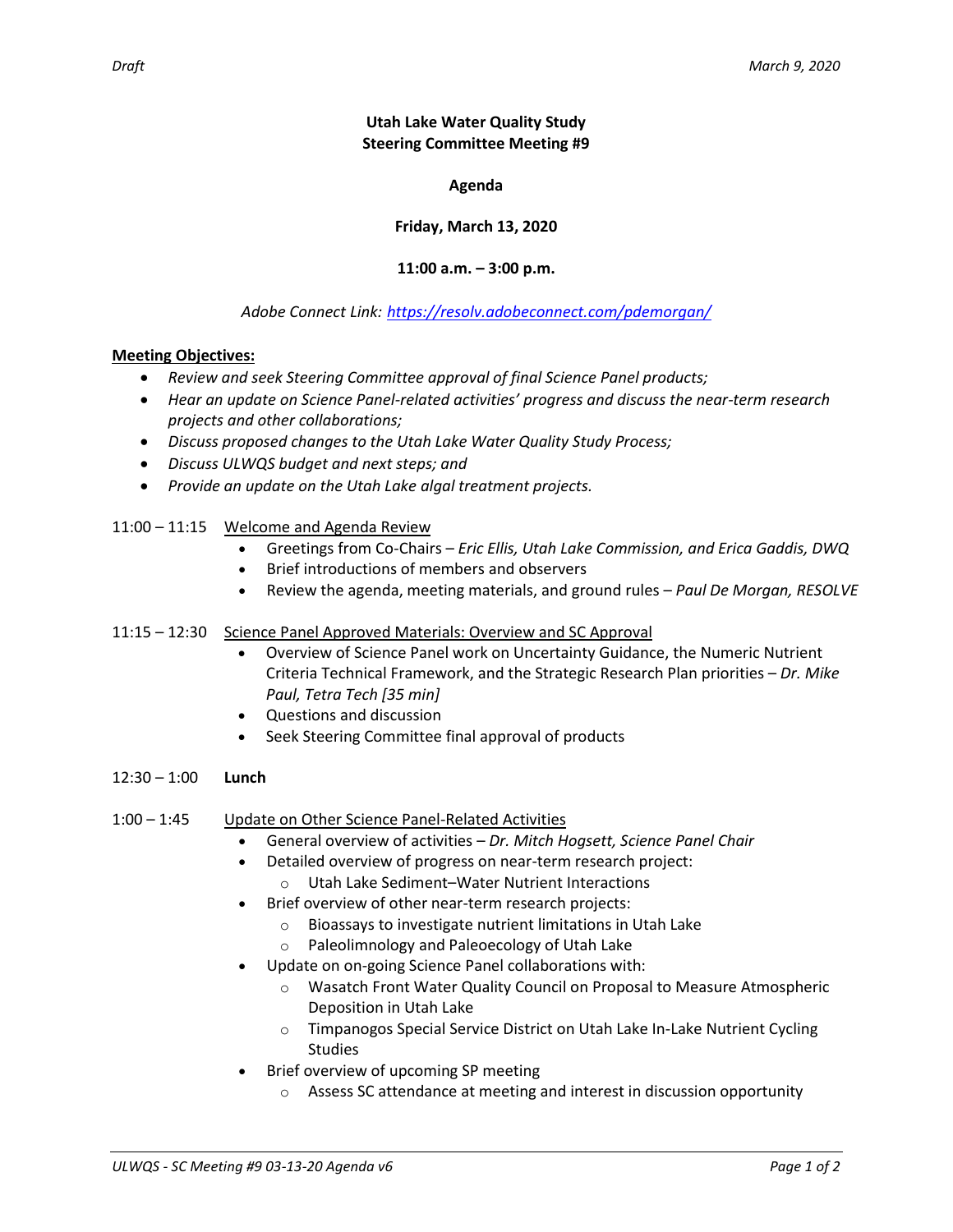*Draft* *March 9, 2020*

**Utah Lake Water Quality Study**
**Steering Committee Meeting #9**

**Agenda**

**Friday, March 13, 2020**

**11:00 a.m. – 3:00 p.m.**

*Adobe Connect Link: https://resolv.adobeconnect.com/pdemorgan/*

**Meeting Objectives:**

- *Review and seek Steering Committee approval of final Science Panel products;*
- *Hear an update on Science Panel-related activities' progress and discuss the near-term research projects and other collaborations;*
- *Discuss proposed changes to the Utah Lake Water Quality Study Process;*
- *Discuss ULWQS budget and next steps; and*
- *Provide an update on the Utah Lake algal treatment projects.*

11:00 – 11:15 Welcome and Agenda Review

- Greetings from Co-Chairs – *Eric Ellis, Utah Lake Commission, and Erica Gaddis, DWQ*
- Brief introductions of members and observers
- Review the agenda, meeting materials, and ground rules – *Paul De Morgan, RESOLVE*

11:15 – 12:30 Science Panel Approved Materials: Overview and SC Approval

- Overview of Science Panel work on Uncertainty Guidance, the Numeric Nutrient Criteria Technical Framework, and the Strategic Research Plan priorities – *Dr. Mike Paul, Tetra Tech [35 min]*
- Questions and discussion
- Seek Steering Committee final approval of products

12:30 – 1:00 **Lunch**

1:00 – 1:45 Update on Other Science Panel-Related Activities

- General overview of activities – *Dr. Mitch Hogsett, Science Panel Chair*
- Detailed overview of progress on near-term research project:
  - Utah Lake Sediment–Water Nutrient Interactions
- Brief overview of other near-term research projects:
  - Bioassays to investigate nutrient limitations in Utah Lake
  - Paleolimnology and Paleoecology of Utah Lake
- Update on on-going Science Panel collaborations with:
  - Wasatch Front Water Quality Council on Proposal to Measure Atmospheric Deposition in Utah Lake
  - Timpanogos Special Service District on Utah Lake In-Lake Nutrient Cycling Studies
- Brief overview of upcoming SP meeting
  - Assess SC attendance at meeting and interest in discussion opportunity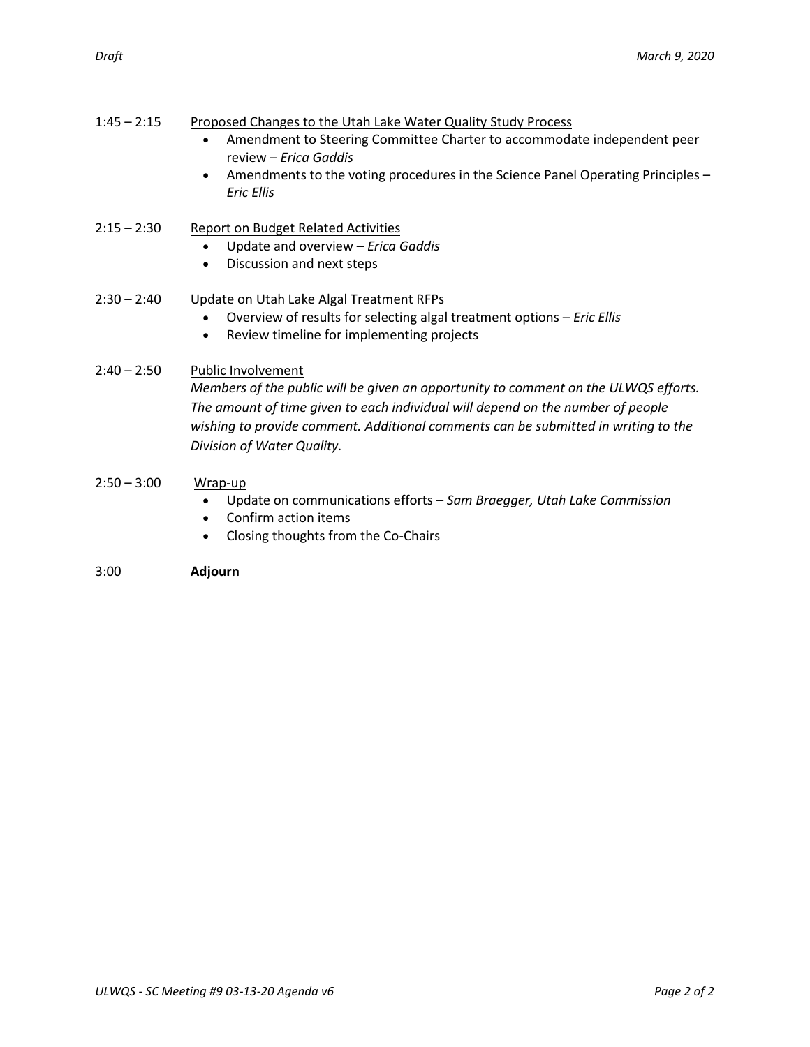1:45 – 2:15 Proposed Changes to the Utah Lake Water Quality Study Process

- Amendment to Steering Committee Charter to accommodate independent peer review – *Erica Gaddis*
- Amendments to the voting procedures in the Science Panel Operating Principles – *Eric Ellis*

2:15 – 2:30 Report on Budget Related Activities

- Update and overview – *Erica Gaddis*
- Discussion and next steps

2:30 – 2:40 Update on Utah Lake Algal Treatment RFPs

- Overview of results for selecting algal treatment options – *Eric Ellis*
- Review timeline for implementing projects

2:40 – 2:50 Public Involvement

*Members of the public will be given an opportunity to comment on the ULWQS efforts. The amount of time given to each individual will depend on the number of people wishing to provide comment. Additional comments can be submitted in writing to the Division of Water Quality.*

2:50 – 3:00 Wrap-up

- Update on communications efforts – *Sam Braegger, Utah Lake Commission*
- Confirm action items
- Closing thoughts from the Co-Chairs

3:00 **Adjourn**